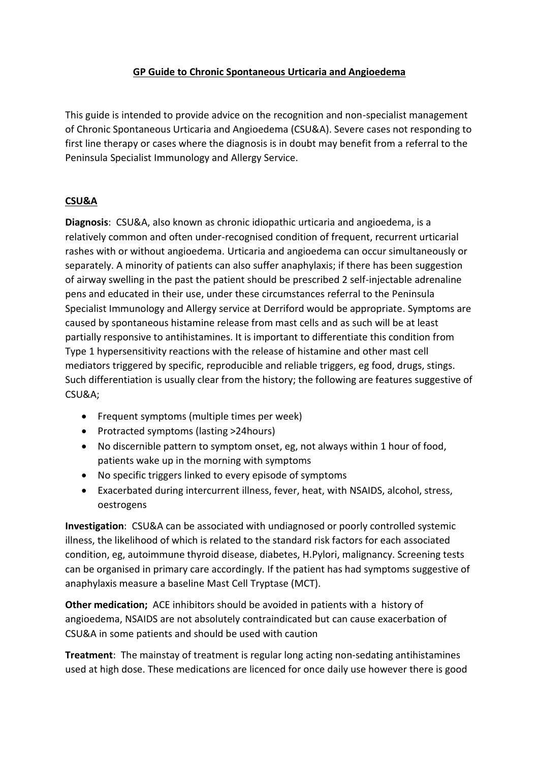# GP Guide to Chronic Spontaneous Urticaria and Angioedema

This guide is intended to provide advice on the recognition and non-specialist management of Chronic Spontaneous Urticaria and Angioedema (CSU&A). Severe cases not responding to first line therapy or cases where the diagnosis is in doubt may benefit from a referral to the Peninsula Specialist Immunology and Allergy Service.

## CSU&A

**Diagnosis**: CSU&A, also known as chronic idiopathic urticaria and angioedema, is a relatively common and often under-recognised condition of frequent, recurrent urticarial rashes with or without angioedema. Urticaria and angioedema can occur simultaneously or separately. A minority of patients can also suffer anaphylaxis; if there has been suggestion of airway swelling in the past the patient should be prescribed 2 self-injectable adrenaline pens and educated in their use, under these circumstances referral to the Peninsula Specialist Immunology and Allergy service at Derriford would be appropriate. Symptoms are caused by spontaneous histamine release from mast cells and as such will be at least partially responsive to antihistamines. It is important to differentiate this condition from Type 1 hypersensitivity reactions with the release of histamine and other mast cell mediators triggered by specific, reproducible and reliable triggers, eg food, drugs, stings. Such differentiation is usually clear from the history; the following are features suggestive of CSU&A;

- Frequent symptoms (multiple times per week)
- Protracted symptoms (lasting >24hours)
- No discernible pattern to symptom onset, eg, not always within 1 hour of food, patients wake up in the morning with symptoms
- No specific triggers linked to every episode of symptoms
- Exacerbated during intercurrent illness, fever, heat, with NSAIDS, alcohol, stress, oestrogens

**Investigation**: CSU&A can be associated with undiagnosed or poorly controlled systemic illness, the likelihood of which is related to the standard risk factors for each associated condition, eg, autoimmune thyroid disease, diabetes, H.Pylori, malignancy. Screening tests can be organised in primary care accordingly. If the patient has had symptoms suggestive of anaphylaxis measure a baseline Mast Cell Tryptase (MCT).

**Other medication;** ACE inhibitors should be avoided in patients with a history of angioedema, NSAIDS are not absolutely contraindicated but can cause exacerbation of CSU&A in some patients and should be used with caution

**Treatment**: The mainstay of treatment is regular long acting non-sedating antihistamines used at high dose. These medications are licenced for once daily use however there is good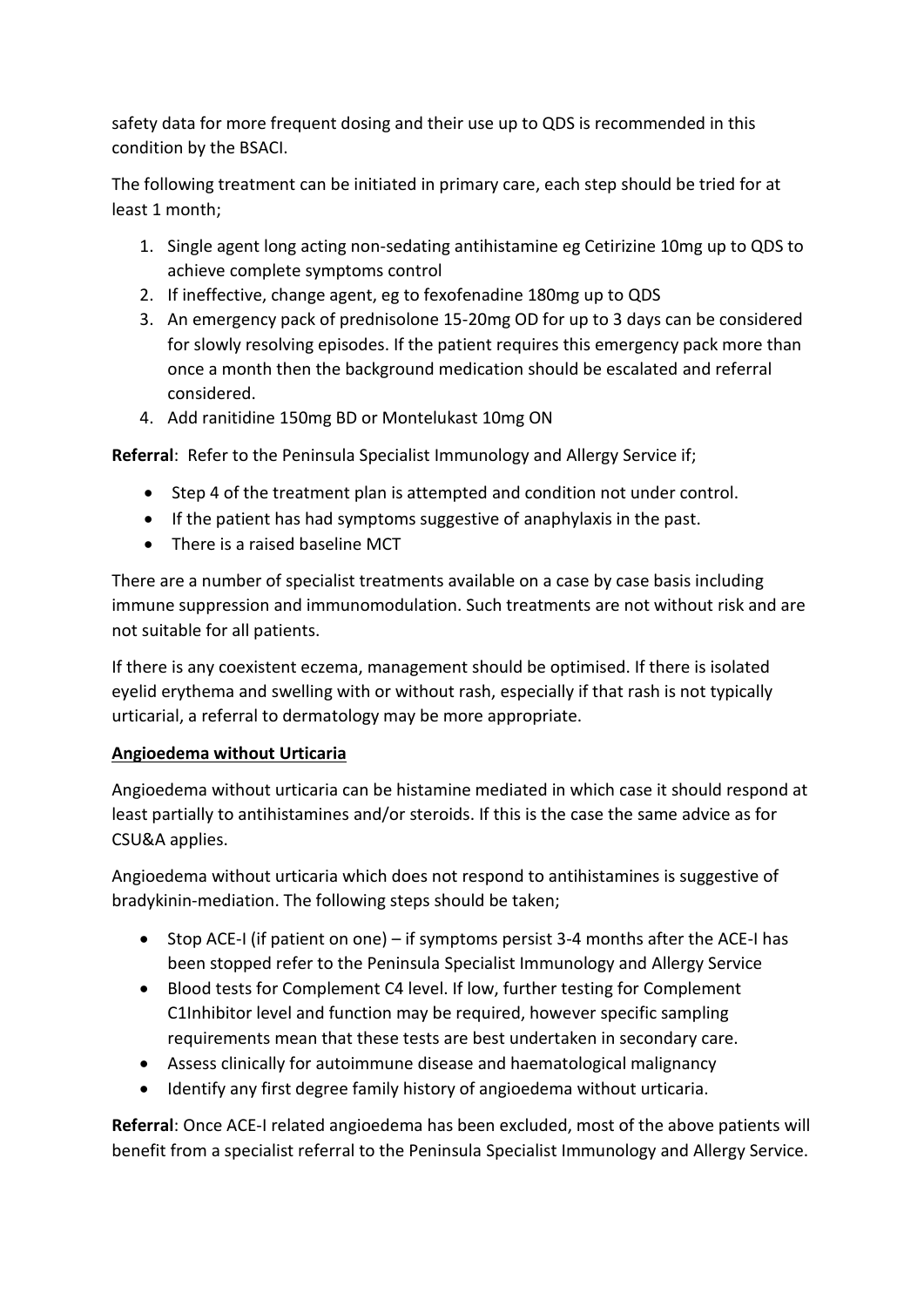safety data for more frequent dosing and their use up to QDS is recommended in this condition by the BSACI.

The following treatment can be initiated in primary care, each step should be tried for at least 1 month;

1. Single agent long acting non-sedating antihistamine eg Cetirizine 10mg up to QDS to achieve complete symptoms control
2. If ineffective, change agent, eg to fexofenadine 180mg up to QDS
3. An emergency pack of prednisolone 15-20mg OD for up to 3 days can be considered for slowly resolving episodes. If the patient requires this emergency pack more than once a month then the background medication should be escalated and referral considered.
4. Add ranitidine 150mg BD or Montelukast 10mg ON

**Referral**: Refer to the Peninsula Specialist Immunology and Allergy Service if;

- Step 4 of the treatment plan is attempted and condition not under control.
- If the patient has had symptoms suggestive of anaphylaxis in the past.
- There is a raised baseline MCT

There are a number of specialist treatments available on a case by case basis including immune suppression and immunomodulation. Such treatments are not without risk and are not suitable for all patients.

If there is any coexistent eczema, management should be optimised. If there is isolated eyelid erythema and swelling with or without rash, especially if that rash is not typically urticarial, a referral to dermatology may be more appropriate.

**Angioedema without Urticaria**

Angioedema without urticaria can be histamine mediated in which case it should respond at least partially to antihistamines and/or steroids. If this is the case the same advice as for CSU&A applies.

Angioedema without urticaria which does not respond to antihistamines is suggestive of bradykinin-mediation. The following steps should be taken;

- Stop ACE-I (if patient on one) – if symptoms persist 3-4 months after the ACE-I has been stopped refer to the Peninsula Specialist Immunology and Allergy Service
- Blood tests for Complement C4 level. If low, further testing for Complement C1Inhibitor level and function may be required, however specific sampling requirements mean that these tests are best undertaken in secondary care.
- Assess clinically for autoimmune disease and haematological malignancy
- Identify any first degree family history of angioedema without urticaria.

**Referral**: Once ACE-I related angioedema has been excluded, most of the above patients will benefit from a specialist referral to the Peninsula Specialist Immunology and Allergy Service.